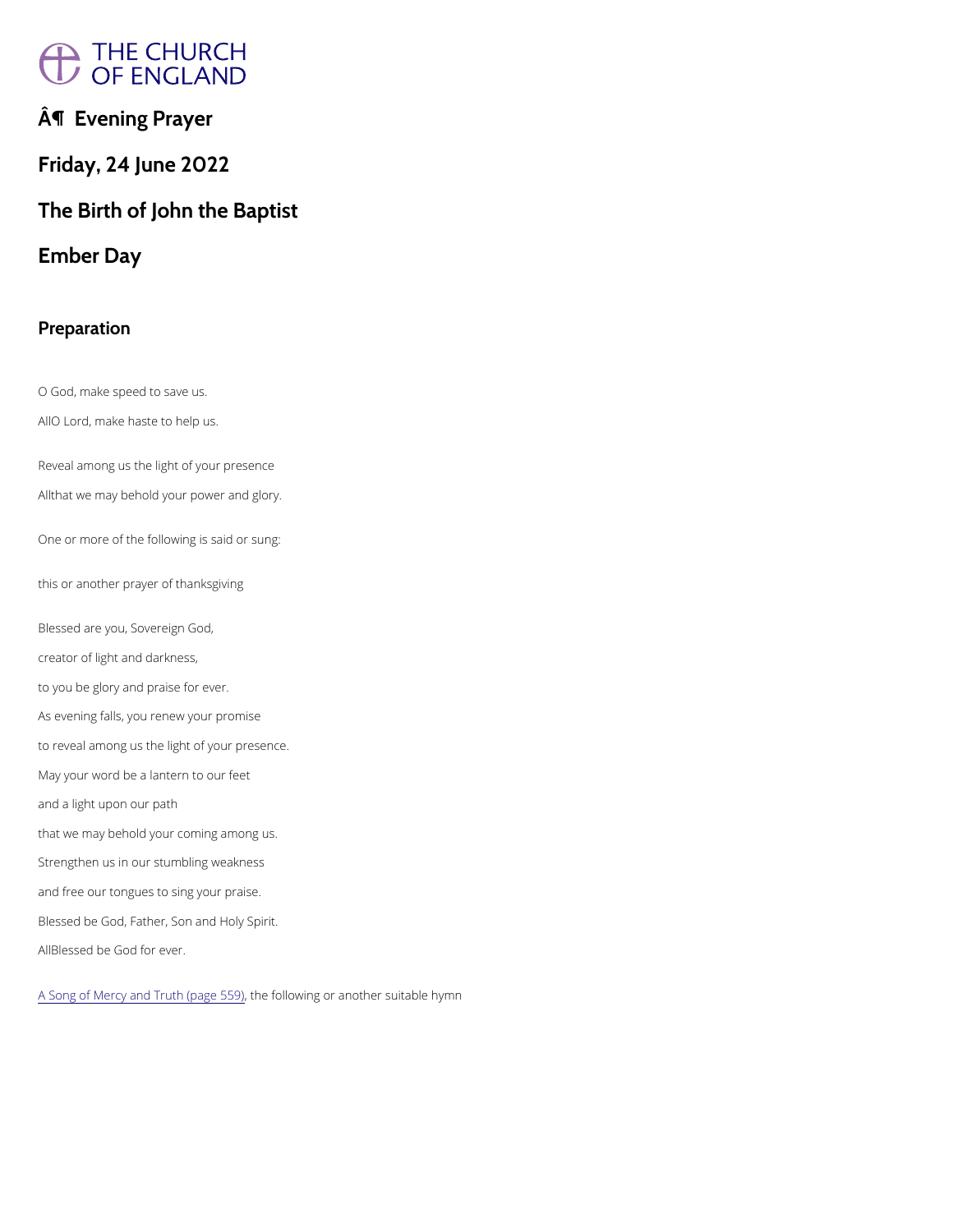# Â¶ Evening Prayer

## Friday, 24 June 2022

## The Birth of John the Baptist

## Ember Day

### Preparation

O God, make speed to save us.

**All** O Lord, make haste to help us.

Reveal among us the light of your presence

**All** that we may behold your power and glory.

One or more of the following is said or sung:

this or another prayer of thanksgiving

Blessed are you, Sovereign God,

creator of light and darkness,

to you be glory and praise for ever.

As evening falls, you renew your promise

to reveal among us the light of your presence.

May your word be a lantern to our feet

and a light upon our path

that we may behold your coming among us.

Strengthen us in our stumbling weakness

and free our tongues to sing your praise.

Blessed be God, Father, Son and Holy Spirit.

**All** Blessed be God for ever.

A Song of Mercy and Truth (page 559), the following or another suitable hymn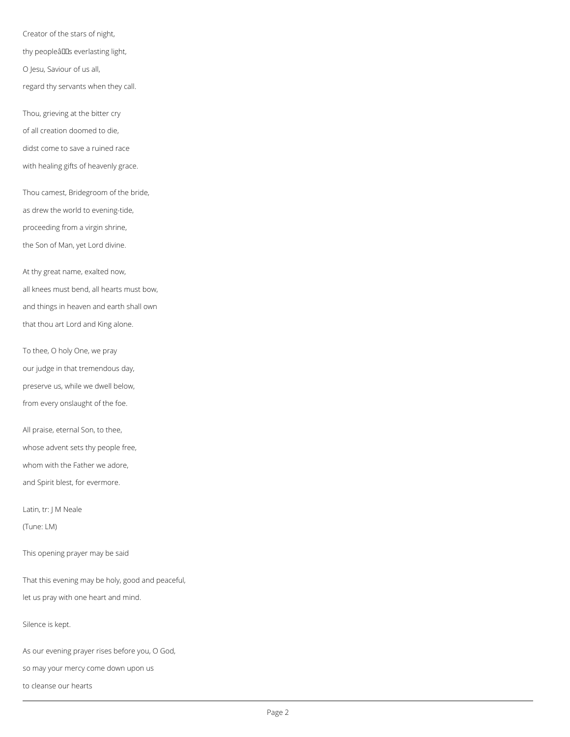Creator of the stars of night,
thy peopleâs everlasting light,
O Jesu, Saviour of us all,
regard thy servants when they call.

Thou, grieving at the bitter cry
of all creation doomed to die,
didst come to save a ruined race
with healing gifts of heavenly grace.

Thou camest, Bridegroom of the bride,
as drew the world to evening-tide,
proceeding from a virgin shrine,
the Son of Man, yet Lord divine.

At thy great name, exalted now,
all knees must bend, all hearts must bow,
and things in heaven and earth shall own
that thou art Lord and King alone.

To thee, O holy One, we pray
our judge in that tremendous day,
preserve us, while we dwell below,
from every onslaught of the foe.

All praise, eternal Son, to thee,
whose advent sets thy people free,
whom with the Father we adore,
and Spirit blest, for evermore.

Latin, tr: J M Neale

(Tune: LM)

This opening prayer may be said

That this evening may be holy, good and peaceful,
let us pray with one heart and mind.

Silence is kept.

As our evening prayer rises before you, O God,
so may your mercy come down upon us
to cleanse our hearts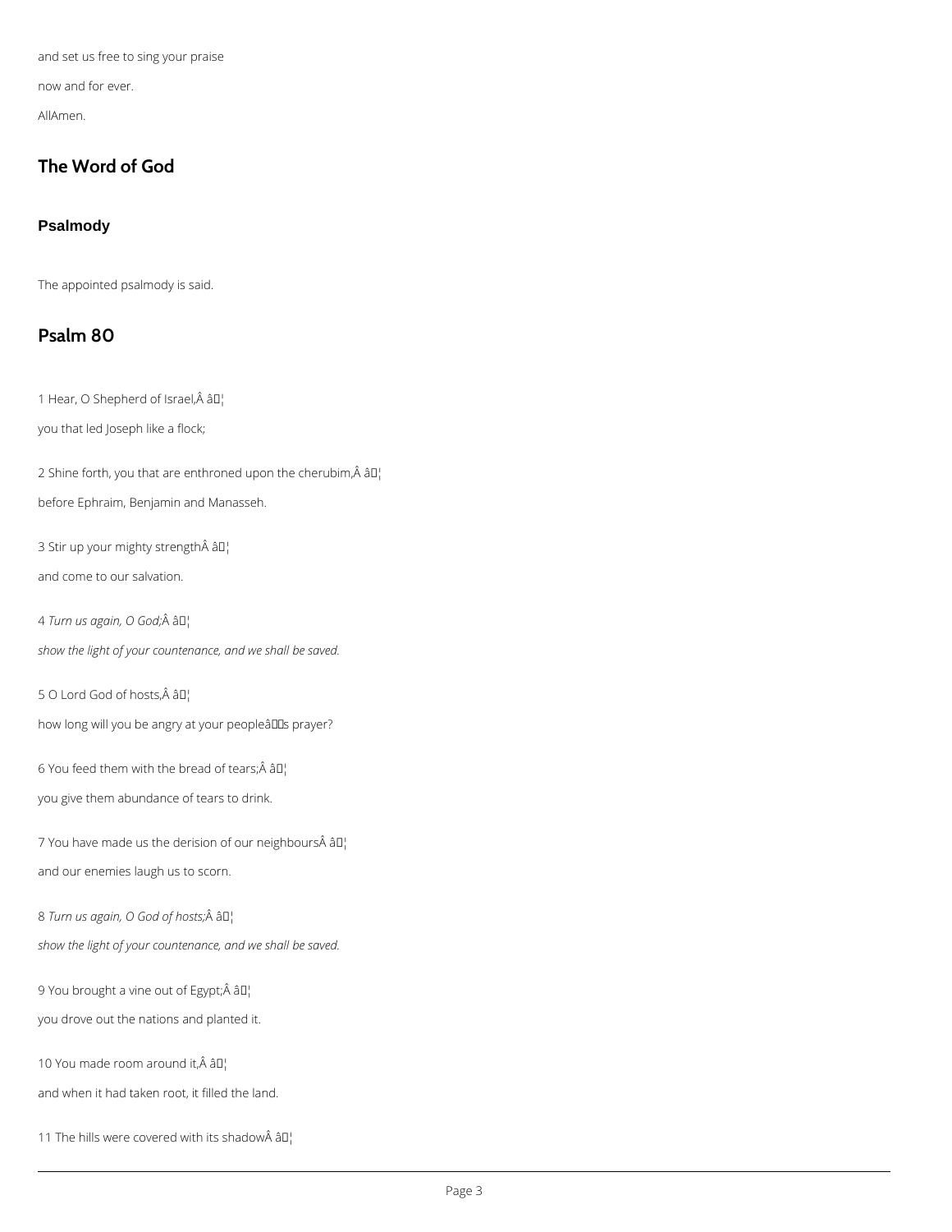and set us free to sing your praise

now and for ever.

AllAmen.

## The Word of God

### Psalmody

The appointed psalmody is said.

## Psalm 80

1 Hear, O Shepherd of Israel,Â â¦

you that led Joseph like a flock;

2 Shine forth, you that are enthroned upon the cherubim,Â â¦

before Ephraim, Benjamin and Manasseh.

3 Stir up your mighty strengthÂ â¦

and come to our salvation.

4 *Turn us again, O God;*Â â¦

*show the light of your countenance, and we shall be saved.*

5 O Lord God of hosts,Â â¦

how long will you be angry at your peopleâs prayer?

6 You feed them with the bread of tears;Â â¦

you give them abundance of tears to drink.

7 You have made us the derision of our neighboursÂ â¦

and our enemies laugh us to scorn.

8 *Turn us again, O God of hosts;*Â â¦

*show the light of your countenance, and we shall be saved.*

9 You brought a vine out of Egypt;Â â¦

you drove out the nations and planted it.

10 You made room around it,Â â¦

and when it had taken root, it filled the land.

11 The hills were covered with its shadowÂ â¦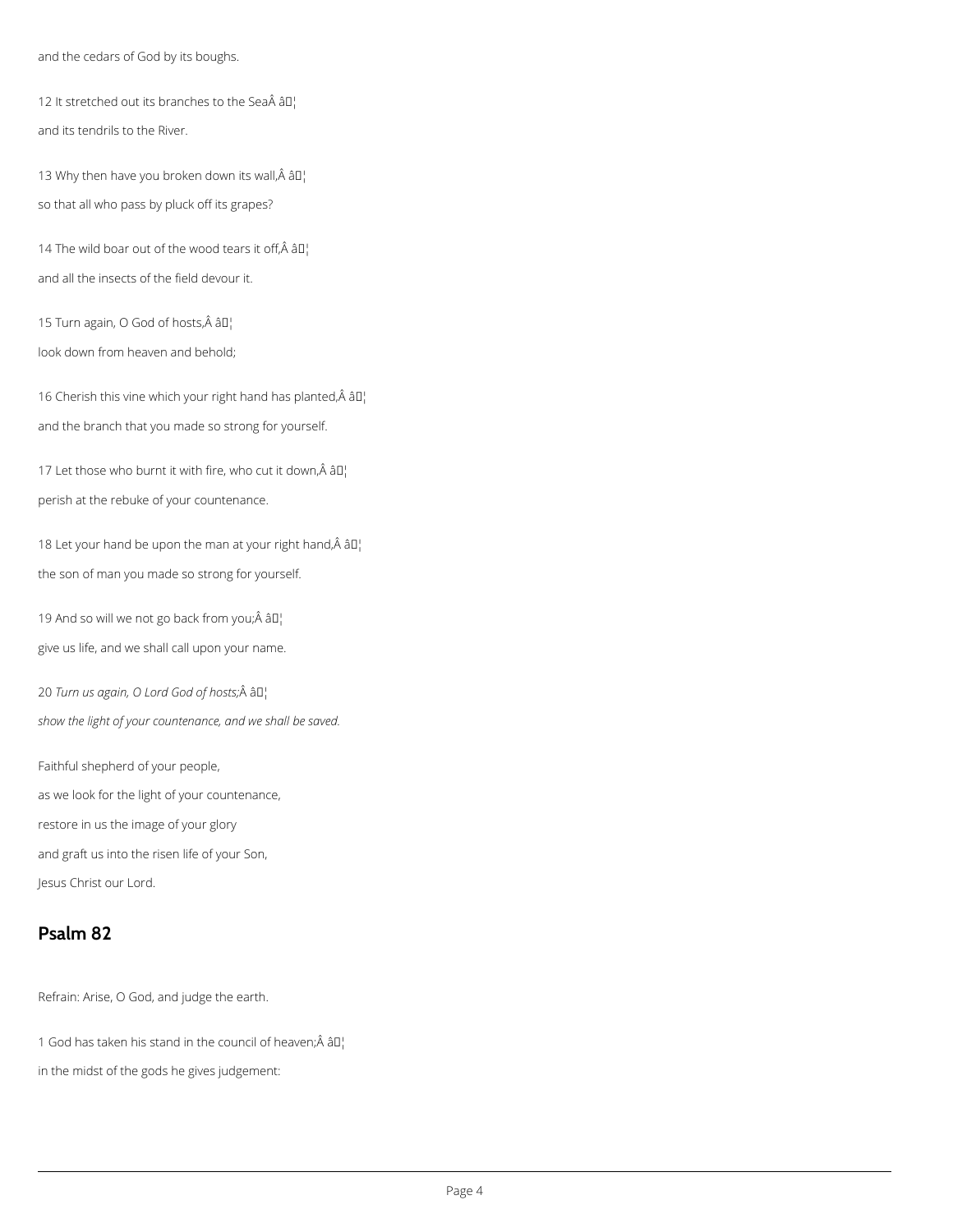and the cedars of God by its boughs.

12 It stretched out its branches to the SeaÂ â¦

and its tendrils to the River.

13 Why then have you broken down its wall,Â â¦

so that all who pass by pluck off its grapes?

14 The wild boar out of the wood tears it off,Â â¦

and all the insects of the field devour it.

15 Turn again, O God of hosts,Â â¦

look down from heaven and behold;

16 Cherish this vine which your right hand has planted,Â â¦

and the branch that you made so strong for yourself.

17 Let those who burnt it with fire, who cut it down,Â â¦

perish at the rebuke of your countenance.

18 Let your hand be upon the man at your right hand,Â â¦

the son of man you made so strong for yourself.

19 And so will we not go back from you;Â â¦

give us life, and we shall call upon your name.

20 *Turn us again, O Lord God of hosts;*Â â¦

*show the light of your countenance, and we shall be saved.*

Faithful shepherd of your people,

as we look for the light of your countenance,

restore in us the image of your glory

and graft us into the risen life of your Son,

Jesus Christ our Lord.

## Psalm 82

Refrain: Arise, O God, and judge the earth.

1 God has taken his stand in the council of heaven;Â â¦

in the midst of the gods he gives judgement: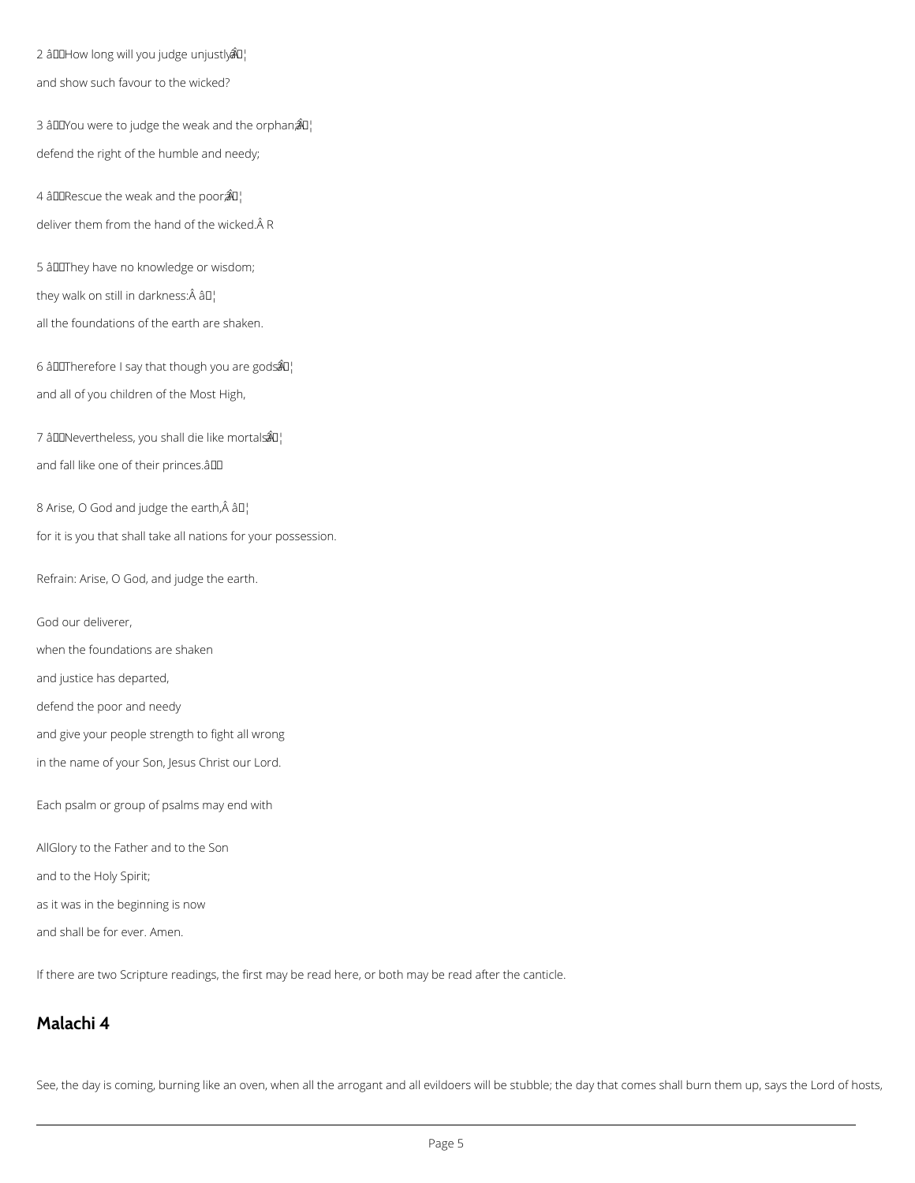2 How long will you judge unjustly

and show such favour to the wicked?

3 You were to judge the weak and the orphan;

defend the right of the humble and needy;

4 Rescue the weak and the poor;

deliver them from the hand of the wicked. R

5 They have no knowledge or wisdom;

they walk on still in darkness:

all the foundations of the earth are shaken.

6 Therefore I say that though you are gods

and all of you children of the Most High,

7 Nevertheless, you shall die like mortals

and fall like one of their princes.

8 Arise, O God and judge the earth,

for it is you that shall take all nations for your possession.

Refrain: Arise, O God, and judge the earth.

God our deliverer,

when the foundations are shaken

and justice has departed,

defend the poor and needy

and give your people strength to fight all wrong

in the name of your Son, Jesus Christ our Lord.

Each psalm or group of psalms may end with

AllGlory to the Father and to the Son

and to the Holy Spirit;

as it was in the beginning is now

and shall be for ever. Amen.

If there are two Scripture readings, the first may be read here, or both may be read after the canticle.

## Malachi 4

See, the day is coming, burning like an oven, when all the arrogant and all evildoers will be stubble; the day that comes shall burn them up, says the Lord of hosts,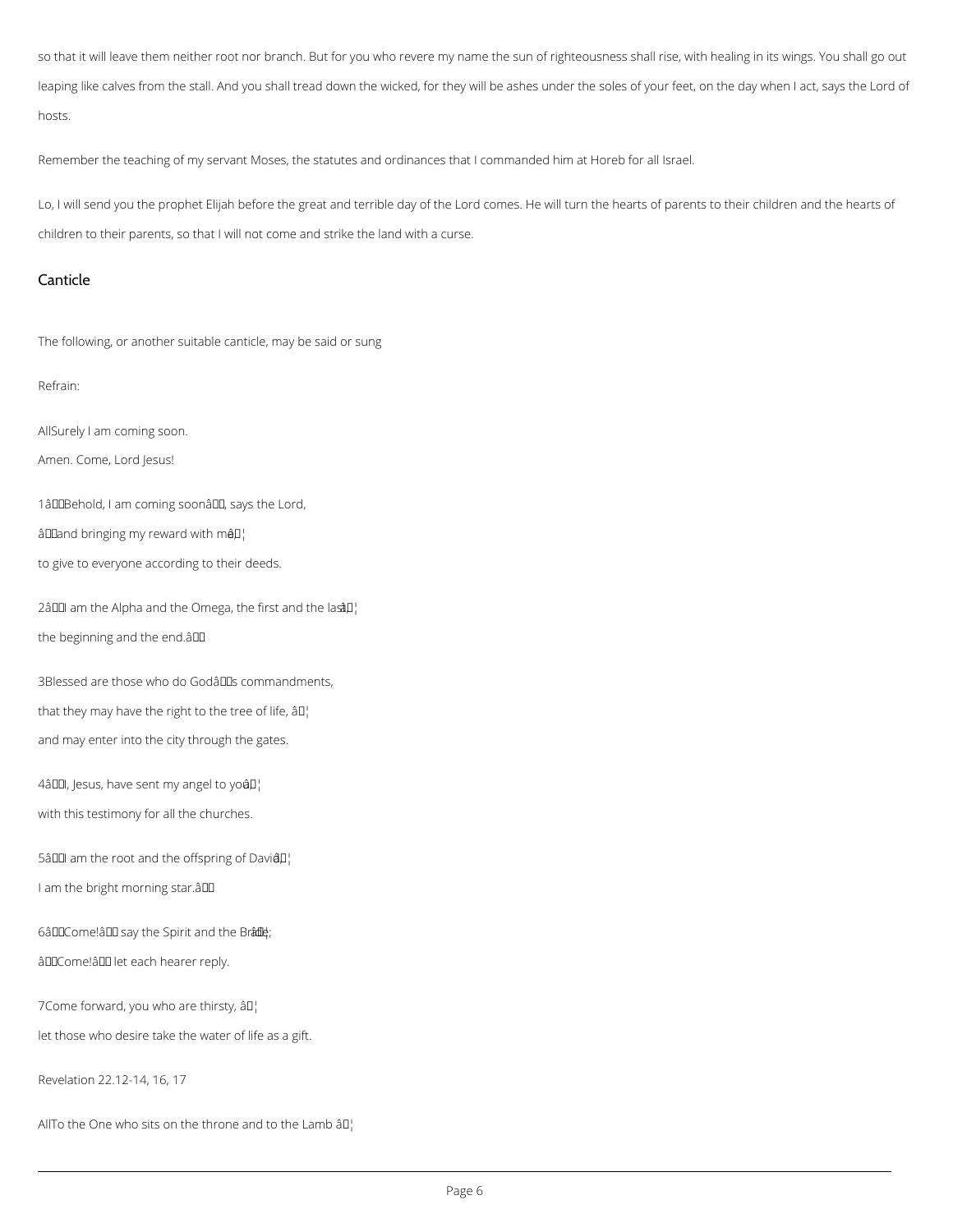so that it will leave them neither root nor branch. But for you who revere my name the sun of righteousness shall rise, with healing in its wings. You shall go out leaping like calves from the stall. And you shall tread down the wicked, for they will be ashes under the soles of your feet, on the day when I act, says the Lord of hosts.

Remember the teaching of my servant Moses, the statutes and ordinances that I commanded him at Horeb for all Israel.

Lo, I will send you the prophet Elijah before the great and terrible day of the Lord comes. He will turn the hearts of parents to their children and the hearts of children to their parents, so that I will not come and strike the land with a curse.

## Canticle

The following, or another suitable canticle, may be said or sung

Refrain:

AllSurely I am coming soon.

Amen. Come, Lord Jesus!

1â Behold, I am coming soonâ, says the Lord,

â and bringing my reward with meâ¦

to give to everyone according to their deeds.

2â I am the Alpha and the Omega, the first and the lastâ¦

the beginning and the end.â

3Blessed are those who do Godâs commandments,

that they may have the right to the tree of life, â¦

and may enter into the city through the gates.

4â I, Jesus, have sent my angel to youâ¦

with this testimony for all the churches.

5â I am the root and the offspring of Davidâ¦

I am the bright morning star.â

6â Come!â say the Spirit and the Brideâ¦;

â Come!â let each hearer reply.

7Come forward, you who are thirsty, â¦

let those who desire take the water of life as a gift.

Revelation 22.12-14, 16, 17

AllTo the One who sits on the throne and to the Lamb â¦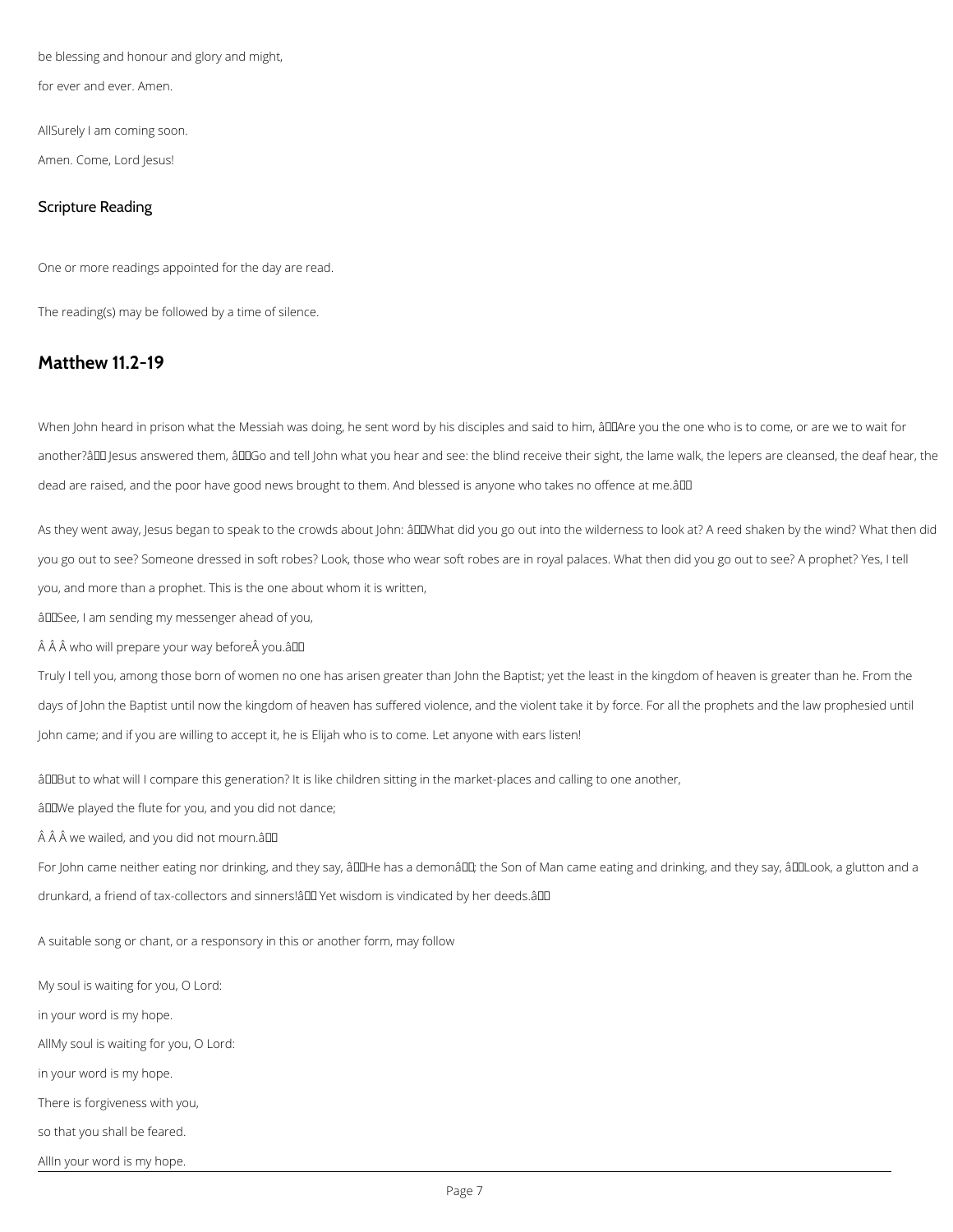be blessing and honour and glory and might,

for ever and ever. Amen.

AllSurely I am coming soon.

Amen. Come, Lord Jesus!

## Scripture Reading

One or more readings appointed for the day are read.

The reading(s) may be followed by a time of silence.

# Matthew 11.2-19

When John heard in prison what the Messiah was doing, he sent word by his disciples and said to him, âAre you the one who is to come, or are we to wait for another?â Jesus answered them, âGo and tell John what you hear and see: the blind receive their sight, the lame walk, the lepers are cleansed, the deaf hear, the dead are raised, and the poor have good news brought to them. And blessed is anyone who takes no offence at me.â

As they went away, Jesus began to speak to the crowds about John: âWhat did you go out into the wilderness to look at? A reed shaken by the wind? What then did you go out to see? Someone dressed in soft robes? Look, those who wear soft robes are in royal palaces. What then did you go out to see? A prophet? Yes, I tell you, and more than a prophet. This is the one about whom it is written,

âSee, I am sending my messenger ahead of you,

Â Â Â who will prepare your way beforeÂ you.â

Truly I tell you, among those born of women no one has arisen greater than John the Baptist; yet the least in the kingdom of heaven is greater than he. From the days of John the Baptist until now the kingdom of heaven has suffered violence, and the violent take it by force. For all the prophets and the law prophesied until John came; and if you are willing to accept it, he is Elijah who is to come. Let anyone with ears listen!

âBut to what will I compare this generation? It is like children sitting in the market-places and calling to one another,

âWe played the flute for you, and you did not dance;

Â Â Â we wailed, and you did not mourn.â

For John came neither eating nor drinking, and they say, âHe has a demonâ; the Son of Man came eating and drinking, and they say, âLook, a glutton and a drunkard, a friend of tax-collectors and sinners!â Yet wisdom is vindicated by her deeds.â

A suitable song or chant, or a responsory in this or another form, may follow

My soul is waiting for you, O Lord:

in your word is my hope.

AllMy soul is waiting for you, O Lord:

in your word is my hope.

There is forgiveness with you,

so that you shall be feared.

AllIn your word is my hope.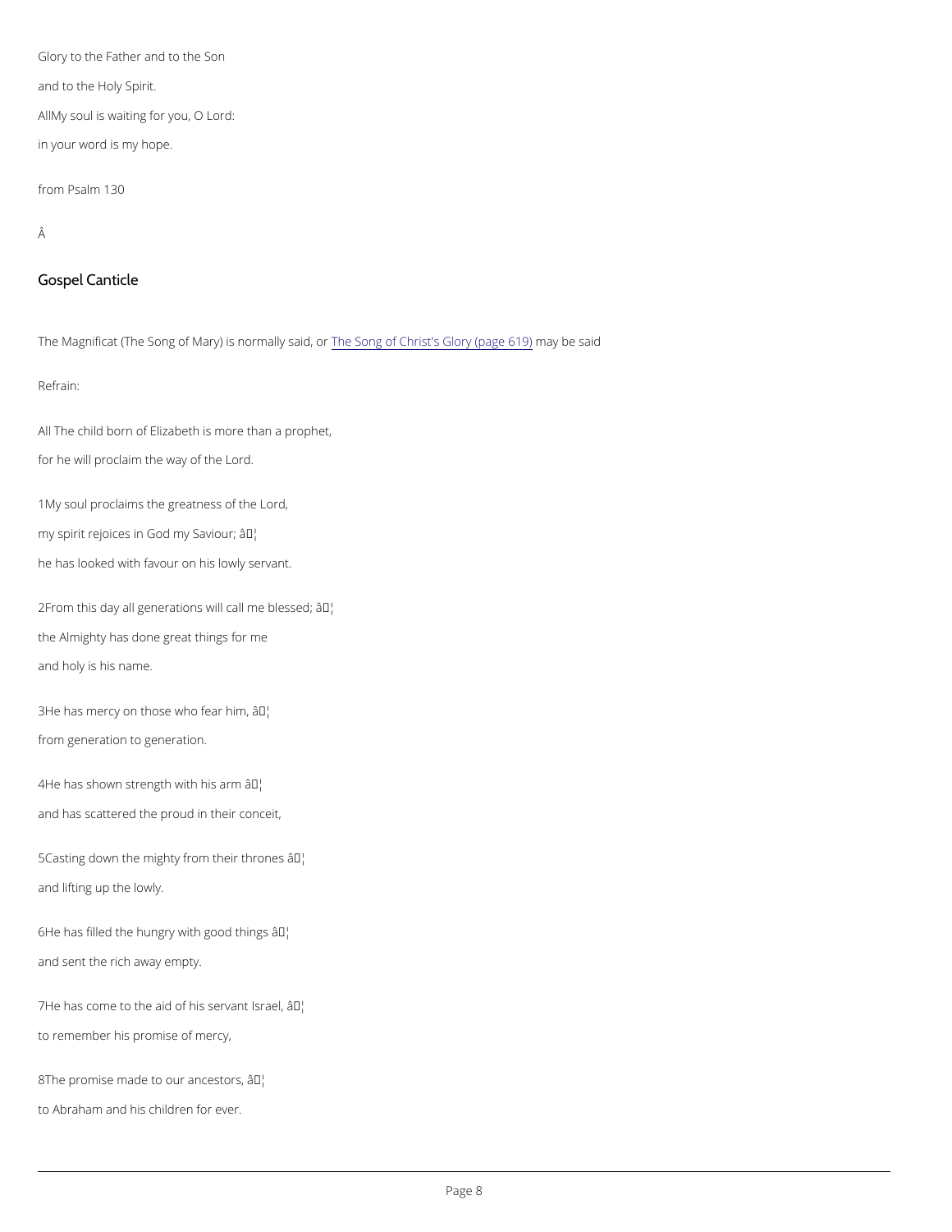Glory to the Father and to the Son

and to the Holy Spirit.

AllMy soul is waiting for you, O Lord:

in your word is my hope.

from Psalm 130

Â

## Gospel Canticle

The Magnificat (The Song of Mary) is normally said, or The Song of Christ's Glory (page 619) may be said

Refrain:

All The child born of Elizabeth is more than a prophet,

for he will proclaim the way of the Lord.

1My soul proclaims the greatness of the Lord,

my spirit rejoices in God my Saviour; â¦

he has looked with favour on his lowly servant.

2From this day all generations will call me blessed; â¦

the Almighty has done great things for me

and holy is his name.

3He has mercy on those who fear him, â¦

from generation to generation.

4He has shown strength with his arm â¦

and has scattered the proud in their conceit,

5Casting down the mighty from their thrones â¦

and lifting up the lowly.

6He has filled the hungry with good things â¦

and sent the rich away empty.

7He has come to the aid of his servant Israel, â¦

to remember his promise of mercy,

8The promise made to our ancestors, â¦

to Abraham and his children for ever.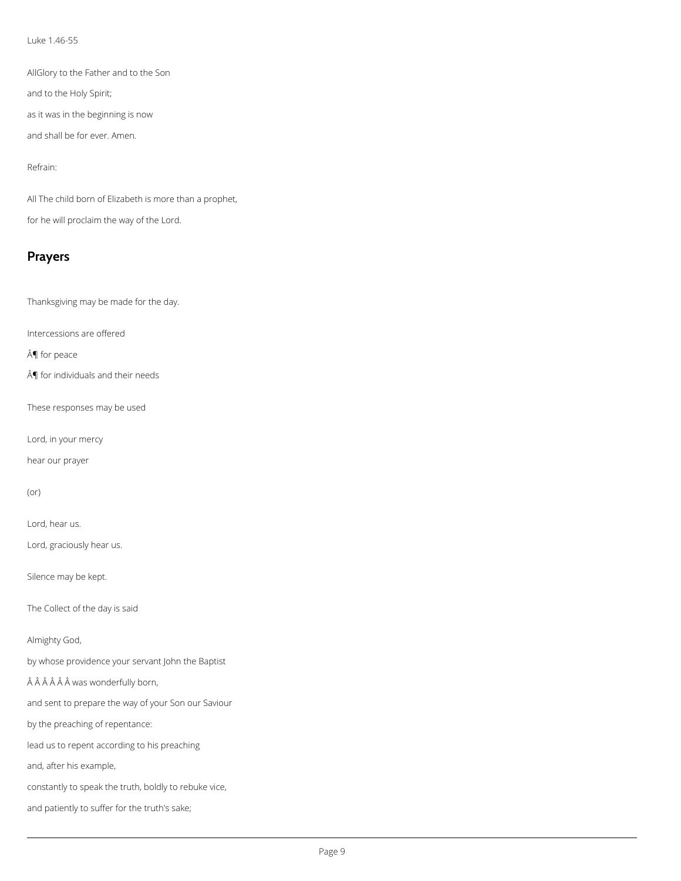Luke 1.46-55

AllGlory to the Father and to the Son

and to the Holy Spirit;

as it was in the beginning is now

and shall be for ever. Amen.

Refrain:

All The child born of Elizabeth is more than a prophet,

for he will proclaim the way of the Lord.

## Prayers

Thanksgiving may be made for the day.

Intercessions are offered

Â¶ for peace

Â¶ for individuals and their needs

These responses may be used

Lord, in your mercy

hear our prayer

(or)

Lord, hear us.

Lord, graciously hear us.

Silence may be kept.

The Collect of the day is said

Almighty God,

by whose providence your servant John the Baptist

Â Â Â Â Â Â was wonderfully born,

and sent to prepare the way of your Son our Saviour

by the preaching of repentance:

lead us to repent according to his preaching

and, after his example,

constantly to speak the truth, boldly to rebuke vice,

and patiently to suffer for the truth's sake;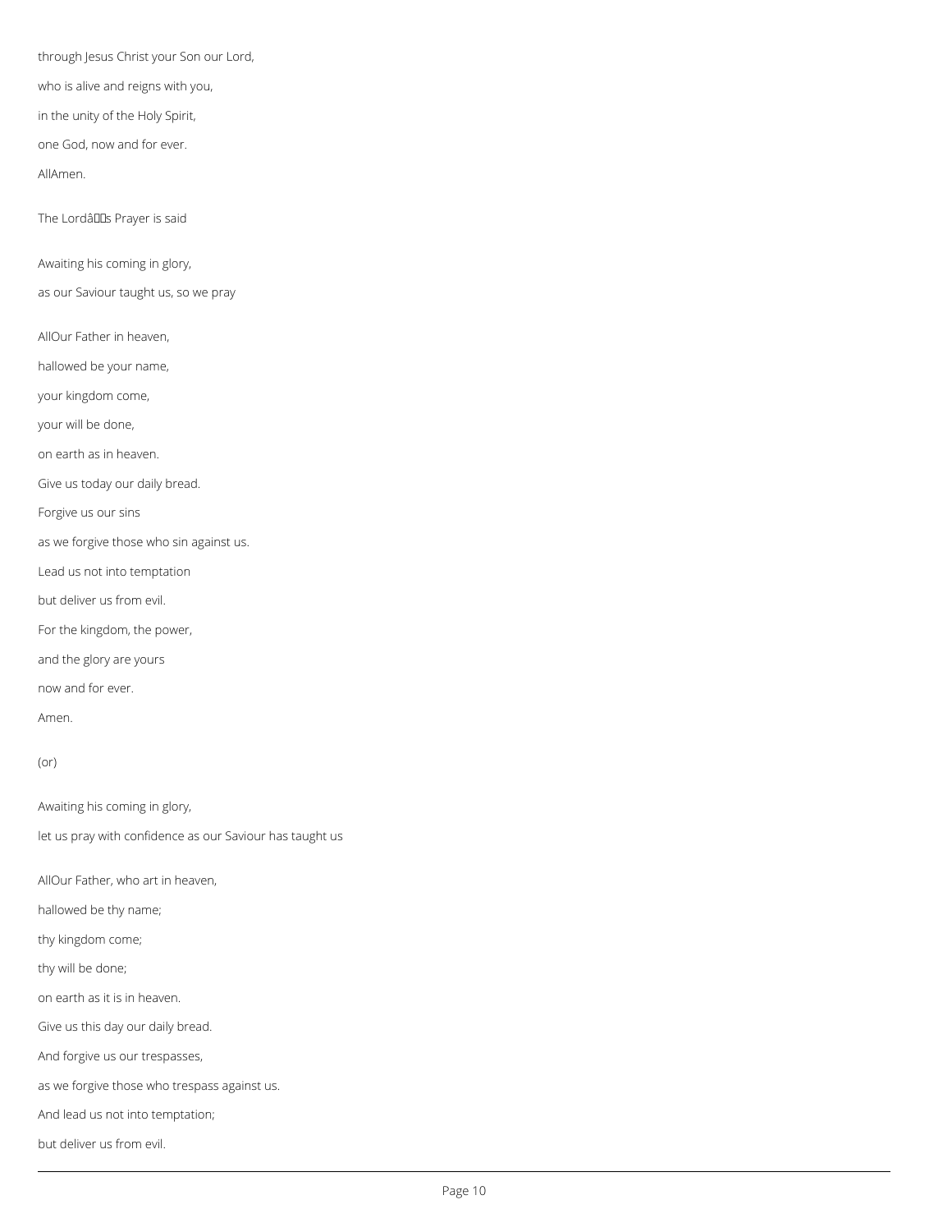through Jesus Christ your Son our Lord,

who is alive and reigns with you,

in the unity of the Holy Spirit,

one God, now and for ever.

AllAmen.

The Lordâs Prayer is said

Awaiting his coming in glory,

as our Saviour taught us, so we pray

AllOur Father in heaven,

hallowed be your name,

your kingdom come,

your will be done,

on earth as in heaven.

Give us today our daily bread.

Forgive us our sins

as we forgive those who sin against us.

Lead us not into temptation

but deliver us from evil.

For the kingdom, the power,

and the glory are yours

now and for ever.

Amen.

(or)

Awaiting his coming in glory,

let us pray with confidence as our Saviour has taught us

AllOur Father, who art in heaven,

hallowed be thy name;

thy kingdom come;

thy will be done;

on earth as it is in heaven.

Give us this day our daily bread.

And forgive us our trespasses,

as we forgive those who trespass against us.

And lead us not into temptation;

but deliver us from evil.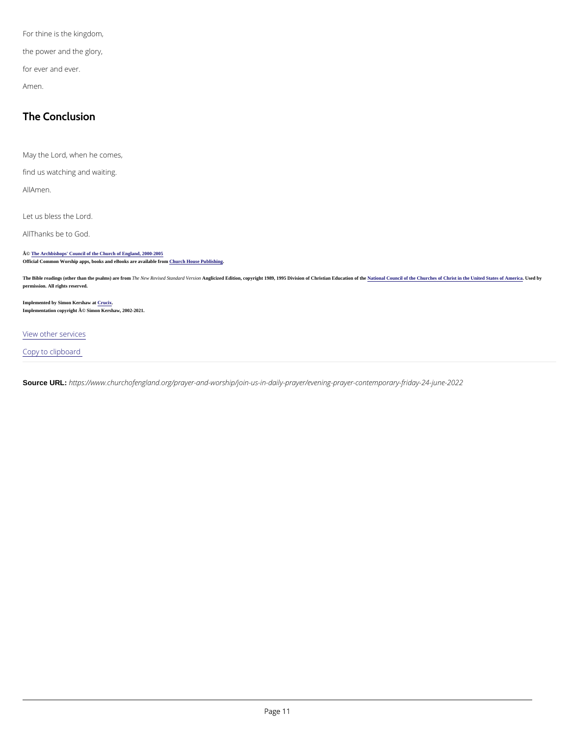For thine is the kingdom,

the power and the glory,

for ever and ever.

Amen.

## The Conclusion

May the Lord, when he comes,

find us watching and waiting.

AllAmen.

Let us bless the Lord.

AllThanks be to God.

Â© The Archbishops' Council of the Church of England, 2000-2005
Official Common Worship apps, books and eBooks are available from Church House Publishing.

The Bible readings (other than the psalms) are from *The New Revised Standard Version* Anglicized Edition, copyright 1989, 1995 Division of Christian Education of the National Council of the Churches of Christ in the United States of America. Used by permission. All rights reserved.

Implemented by Simon Kershaw at Crucix.
Implementation copyright Â© Simon Kershaw, 2002-2021.

View other services

Copy to clipboard

**Source URL:** *https://www.churchofengland.org/prayer-and-worship/join-us-in-daily-prayer/evening-prayer-contemporary-friday-24-june-2022*